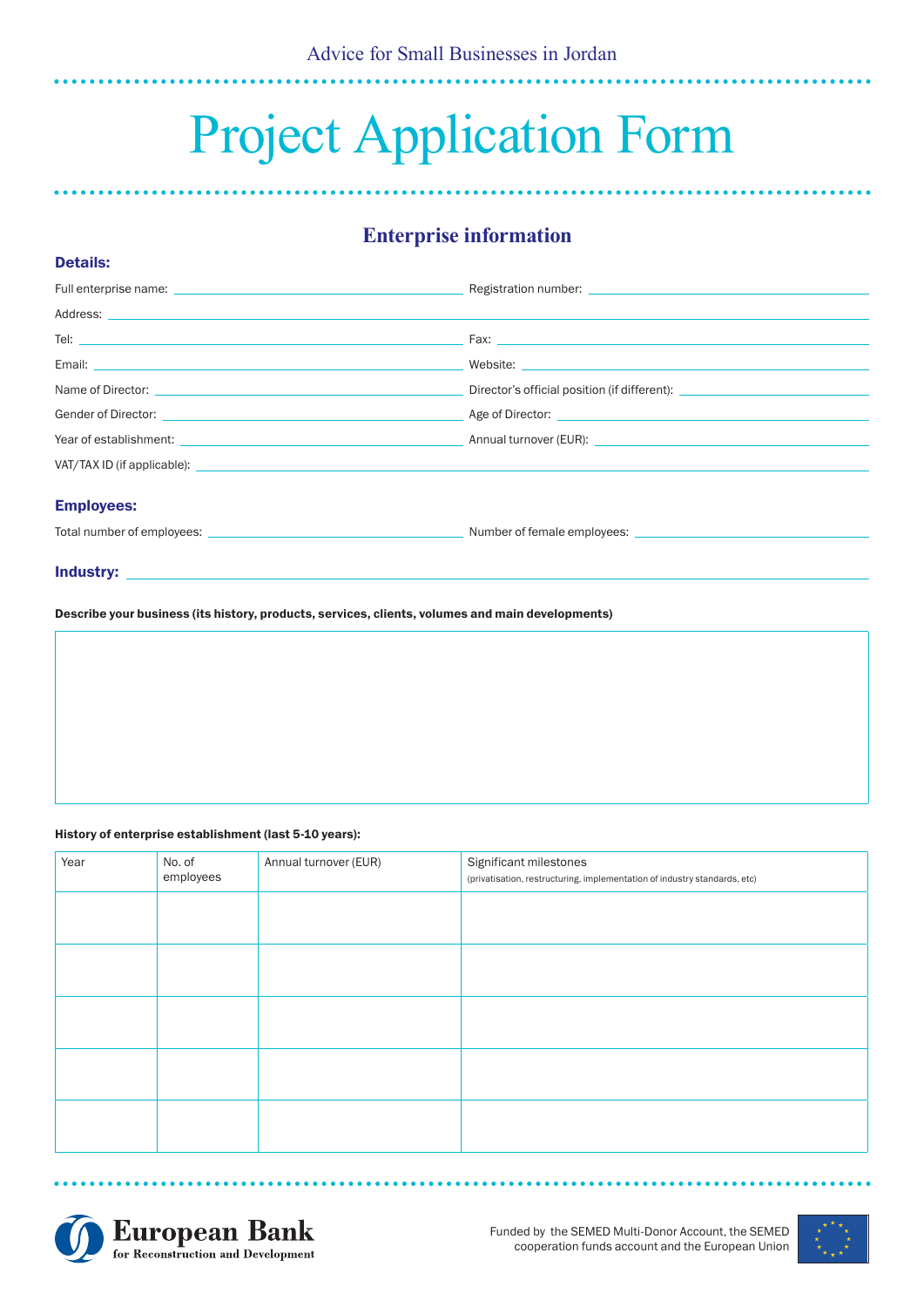Advice for Small Businesses in Jordan

# Project Application Form

## Enterprise information

**Details:**

Full enterprise name: ______________________ Registration number: ______________________

Address: ______________________

Tel: ______________________ Fax: ______________________

Email: ______________________ Website: ______________________

Name of Director: ______________________ Director's official position (if different): ______________________

Gender of Director: ______________________ Age of Director: ______________________

Year of establishment: ______________________ Annual turnover (EUR): ______________________

VAT/TAX ID (if applicable): ______________________

**Employees:**

Total number of employees: ______________________ Number of female employees: ______________________

**Industry:** ______________________

**Describe your business (its history, products, services, clients, volumes and main developments)**

**History of enterprise establishment (last 5-10 years):**

| Year | No. of employees | Annual turnover (EUR) | Significant milestones (privatisation, restructuring, implementation of industry standards, etc) |
|---|---|---|---|
| | | | |
| | | | |
| | | | |
| | | | |
| | | | |

European Bank for Reconstruction and Development

Funded by the SEMED Multi-Donor Account, the SEMED cooperation funds account and the European Union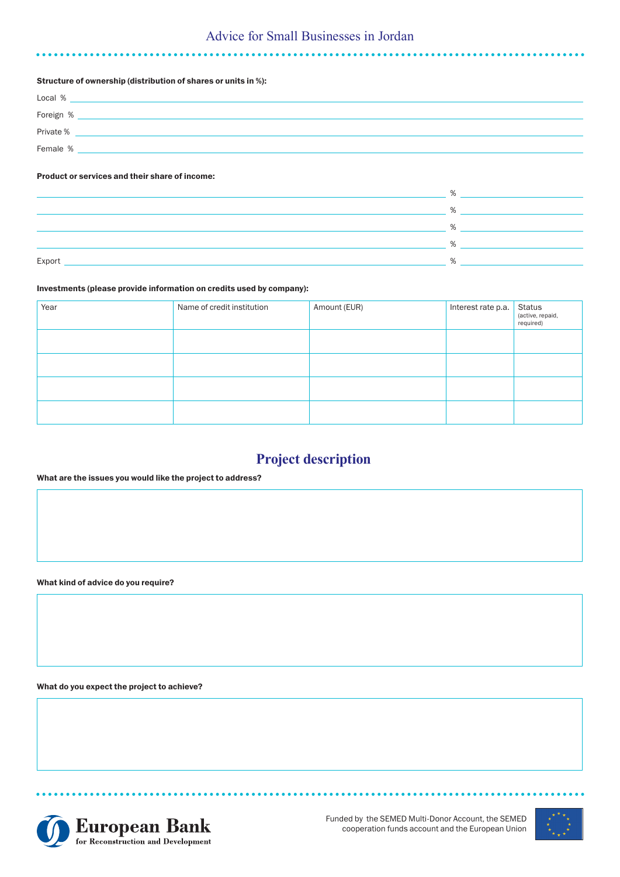**Structure of ownership (distribution of shares or units in %):**

Local % ____________________

Foreign % ____________________

Private % ____________________

Female % ____________________

**Product or services and their share of income:**

____________________ % ____________________

____________________ % ____________________

____________________ % ____________________

____________________ % ____________________

Export ____________________ % ____________________

**Investments (please provide information on credits used by company):**

| Year | Name of credit institution | Amount (EUR) | Interest rate p.a. | Status (active, repaid, required) |
|---|---|---|---|---|
| | | | | |
| | | | | |
| | | | | |
| | | | | |

## Project description

**What are the issues you would like the project to address?**

**What kind of advice do you require?**

**What do you expect the project to achieve?**

European Bank for Reconstruction and Development

Funded by the SEMED Multi-Donor Account, the SEMED cooperation funds account and the European Union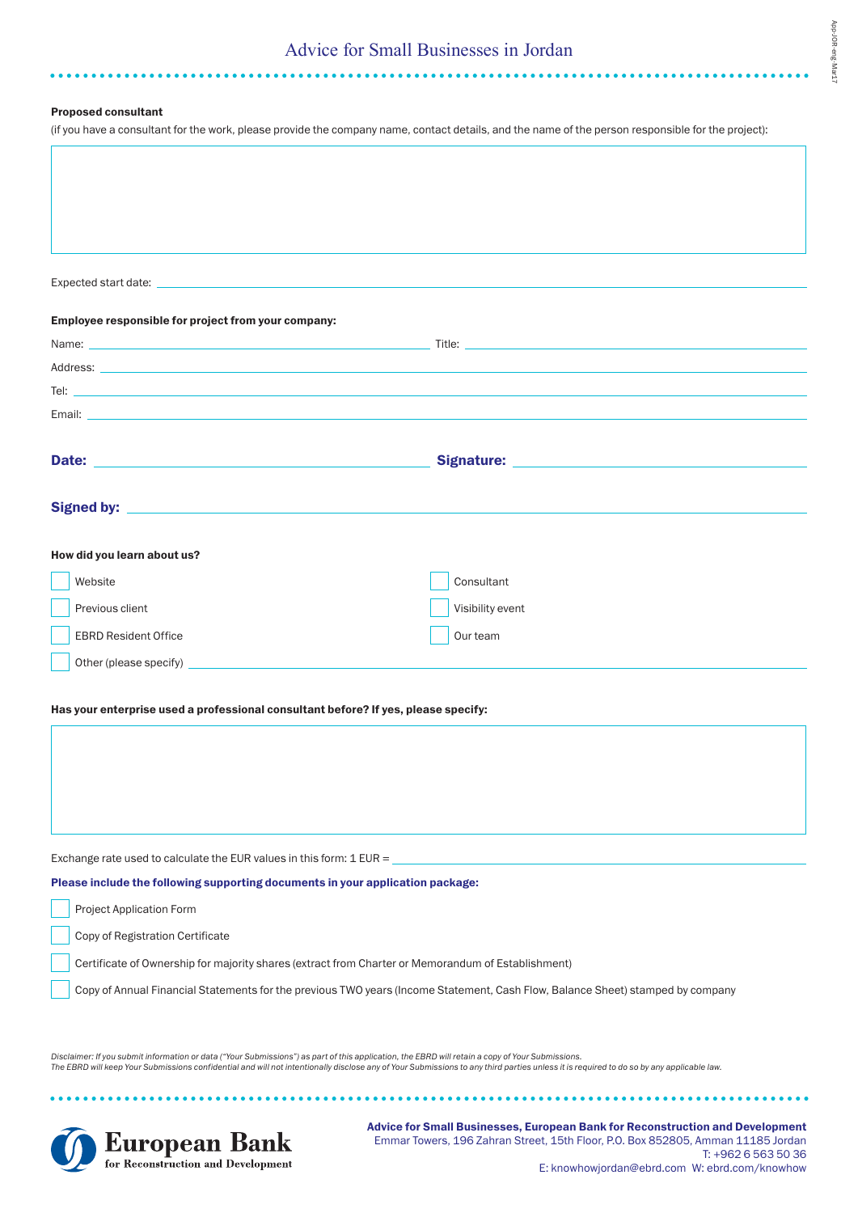**Proposed consultant**

(if you have a consultant for the work, please provide the company name, contact details, and the name of the person responsible for the project):

Expected start date: \_\_\_\_\_\_\_\_\_\_\_\_\_\_\_\_\_\_\_\_

**Employee responsible for project from your company:**

Name: \_\_\_\_\_\_\_\_\_\_\_\_\_\_\_\_\_\_\_\_ Title: \_\_\_\_\_\_\_\_\_\_\_\_\_\_\_\_\_\_\_\_

Address: \_\_\_\_\_\_\_\_\_\_\_\_\_\_\_\_\_\_\_\_

Tel: \_\_\_\_\_\_\_\_\_\_\_\_\_\_\_\_\_\_\_\_

Email: \_\_\_\_\_\_\_\_\_\_\_\_\_\_\_\_\_\_\_\_

**Date:** \_\_\_\_\_\_\_\_\_\_\_\_\_\_\_\_\_\_\_\_ **Signature:** \_\_\_\_\_\_\_\_\_\_\_\_\_\_\_\_\_\_\_\_

**Signed by:** \_\_\_\_\_\_\_\_\_\_\_\_\_\_\_\_\_\_\_\_

**How did you learn about us?**

- [ ] Website
- [ ] Previous client
- [ ] EBRD Resident Office
- [ ] Consultant
- [ ] Visibility event
- [ ] Our team
- [ ] Other (please specify) \_\_\_\_\_\_\_\_\_\_\_\_\_\_\_\_\_\_\_\_

**Has your enterprise used a professional consultant before? If yes, please specify:**

Exchange rate used to calculate the EUR values in this form: 1 EUR = \_\_\_\_\_\_\_\_\_\_\_\_\_\_\_\_\_\_\_\_

**Please include the following supporting documents in your application package:**

- [ ] Project Application Form
- [ ] Copy of Registration Certificate
- [ ] Certificate of Ownership for majority shares (extract from Charter or Memorandum of Establishment)
- [ ] Copy of Annual Financial Statements for the previous TWO years (Income Statement, Cash Flow, Balance Sheet) stamped by company

*Disclaimer: If you submit information or data ("Your Submissions") as part of this application, the EBRD will retain a copy of Your Submissions. The EBRD will keep Your Submissions confidential and will not intentionally disclose any of Your Submissions to any third parties unless it is required to do so by any applicable law.*

European Bank for Reconstruction and Development

**Advice for Small Businesses, European Bank for Reconstruction and Development**
Emmar Towers, 196 Zahran Street, 15th Floor, P.O. Box 852805, Amman 11185 Jordan
T: +962 6 563 50 36
E: knowhowjordan@ebrd.com W: ebrd.com/knowhow